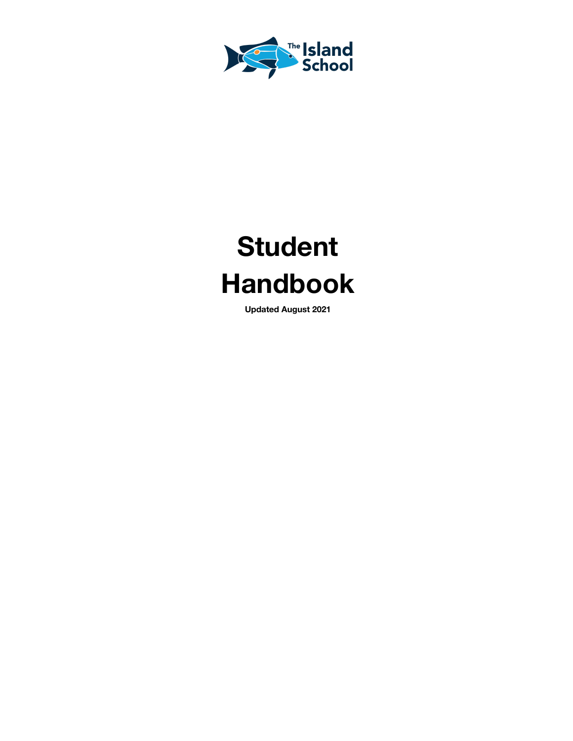The Island School

# Student Handbook

**Updated August 2021**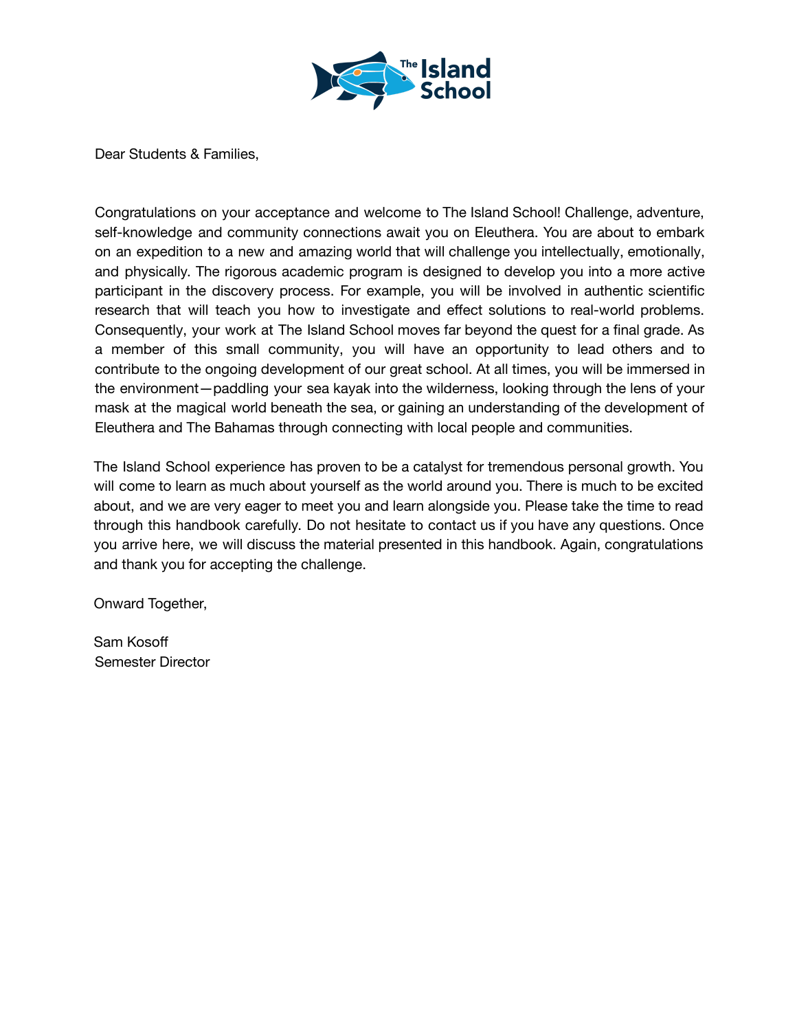Dear Students & Families,

Congratulations on your acceptance and welcome to The Island School! Challenge, adventure, self-knowledge and community connections await you on Eleuthera. You are about to embark on an expedition to a new and amazing world that will challenge you intellectually, emotionally, and physically. The rigorous academic program is designed to develop you into a more active participant in the discovery process. For example, you will be involved in authentic scientific research that will teach you how to investigate and effect solutions to real-world problems. Consequently, your work at The Island School moves far beyond the quest for a final grade. As a member of this small community, you will have an opportunity to lead others and to contribute to the ongoing development of our great school. At all times, you will be immersed in the environment—paddling your sea kayak into the wilderness, looking through the lens of your mask at the magical world beneath the sea, or gaining an understanding of the development of Eleuthera and The Bahamas through connecting with local people and communities.

The Island School experience has proven to be a catalyst for tremendous personal growth. You will come to learn as much about yourself as the world around you. There is much to be excited about, and we are very eager to meet you and learn alongside you. Please take the time to read through this handbook carefully. Do not hesitate to contact us if you have any questions. Once you arrive here, we will discuss the material presented in this handbook. Again, congratulations and thank you for accepting the challenge.

Onward Together,

Sam Kosoff
Semester Director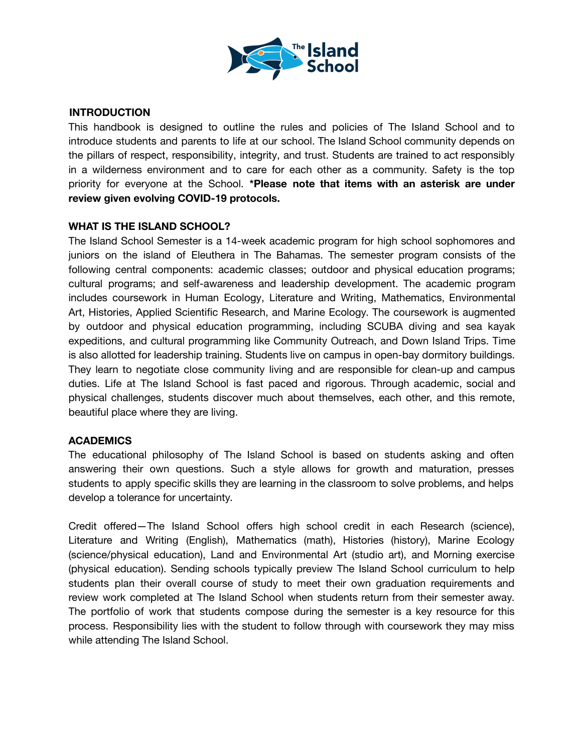## INTRODUCTION

This handbook is designed to outline the rules and policies of The Island School and to introduce students and parents to life at our school. The Island School community depends on the pillars of respect, responsibility, integrity, and trust. Students are trained to act responsibly in a wilderness environment and to care for each other as a community. Safety is the top priority for everyone at the School. **\*Please note that items with an asterisk are under review given evolving COVID-19 protocols.**

## WHAT IS THE ISLAND SCHOOL?

The Island School Semester is a 14-week academic program for high school sophomores and juniors on the island of Eleuthera in The Bahamas. The semester program consists of the following central components: academic classes; outdoor and physical education programs; cultural programs; and self-awareness and leadership development. The academic program includes coursework in Human Ecology, Literature and Writing, Mathematics, Environmental Art, Histories, Applied Scientific Research, and Marine Ecology. The coursework is augmented by outdoor and physical education programming, including SCUBA diving and sea kayak expeditions, and cultural programming like Community Outreach, and Down Island Trips. Time is also allotted for leadership training. Students live on campus in open-bay dormitory buildings. They learn to negotiate close community living and are responsible for clean-up and campus duties. Life at The Island School is fast paced and rigorous. Through academic, social and physical challenges, students discover much about themselves, each other, and this remote, beautiful place where they are living.

## ACADEMICS

The educational philosophy of The Island School is based on students asking and often answering their own questions. Such a style allows for growth and maturation, presses students to apply specific skills they are learning in the classroom to solve problems, and helps develop a tolerance for uncertainty.

Credit offered—The Island School offers high school credit in each Research (science), Literature and Writing (English), Mathematics (math), Histories (history), Marine Ecology (science/physical education), Land and Environmental Art (studio art), and Morning exercise (physical education). Sending schools typically preview The Island School curriculum to help students plan their overall course of study to meet their own graduation requirements and review work completed at The Island School when students return from their semester away. The portfolio of work that students compose during the semester is a key resource for this process. Responsibility lies with the student to follow through with coursework they may miss while attending The Island School.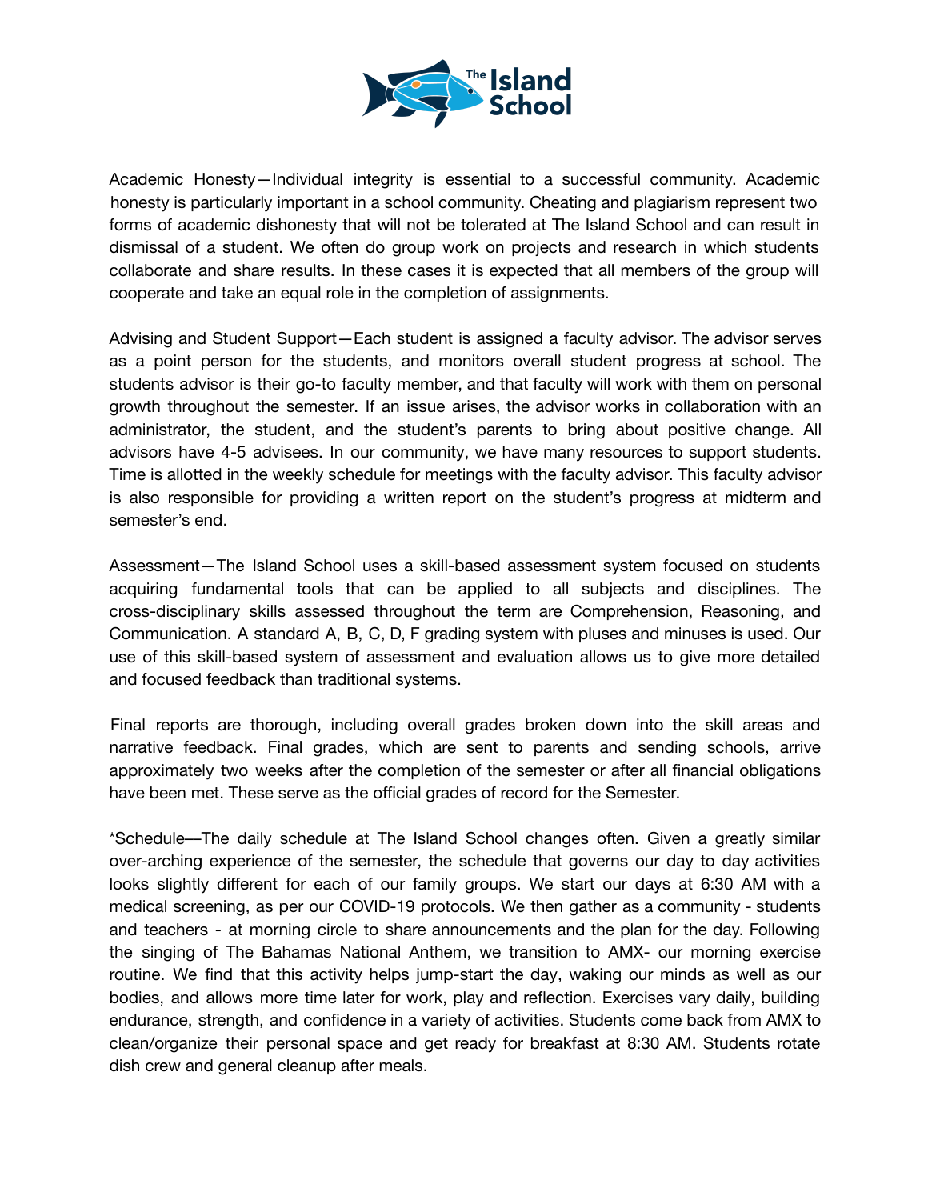Academic Honesty—Individual integrity is essential to a successful community. Academic honesty is particularly important in a school community. Cheating and plagiarism represent two forms of academic dishonesty that will not be tolerated at The Island School and can result in dismissal of a student. We often do group work on projects and research in which students collaborate and share results. In these cases it is expected that all members of the group will cooperate and take an equal role in the completion of assignments.

Advising and Student Support—Each student is assigned a faculty advisor. The advisor serves as a point person for the students, and monitors overall student progress at school. The students advisor is their go-to faculty member, and that faculty will work with them on personal growth throughout the semester. If an issue arises, the advisor works in collaboration with an administrator, the student, and the student's parents to bring about positive change. All advisors have 4-5 advisees. In our community, we have many resources to support students. Time is allotted in the weekly schedule for meetings with the faculty advisor. This faculty advisor is also responsible for providing a written report on the student's progress at midterm and semester's end.

Assessment—The Island School uses a skill-based assessment system focused on students acquiring fundamental tools that can be applied to all subjects and disciplines. The cross-disciplinary skills assessed throughout the term are Comprehension, Reasoning, and Communication. A standard A, B, C, D, F grading system with pluses and minuses is used. Our use of this skill-based system of assessment and evaluation allows us to give more detailed and focused feedback than traditional systems.

Final reports are thorough, including overall grades broken down into the skill areas and narrative feedback. Final grades, which are sent to parents and sending schools, arrive approximately two weeks after the completion of the semester or after all financial obligations have been met. These serve as the official grades of record for the Semester.

*Schedule—The daily schedule at The Island School changes often. Given a greatly similar over-arching experience of the semester, the schedule that governs our day to day activities looks slightly different for each of our family groups. We start our days at 6:30 AM with a medical screening, as per our COVID-19 protocols. We then gather as a community - students and teachers - at morning circle to share announcements and the plan for the day. Following the singing of The Bahamas National Anthem, we transition to AMX- our morning exercise routine. We find that this activity helps jump-start the day, waking our minds as well as our bodies, and allows more time later for work, play and reflection. Exercises vary daily, building endurance, strength, and confidence in a variety of activities. Students come back from AMX to clean/organize their personal space and get ready for breakfast at 8:30 AM. Students rotate dish crew and general cleanup after meals.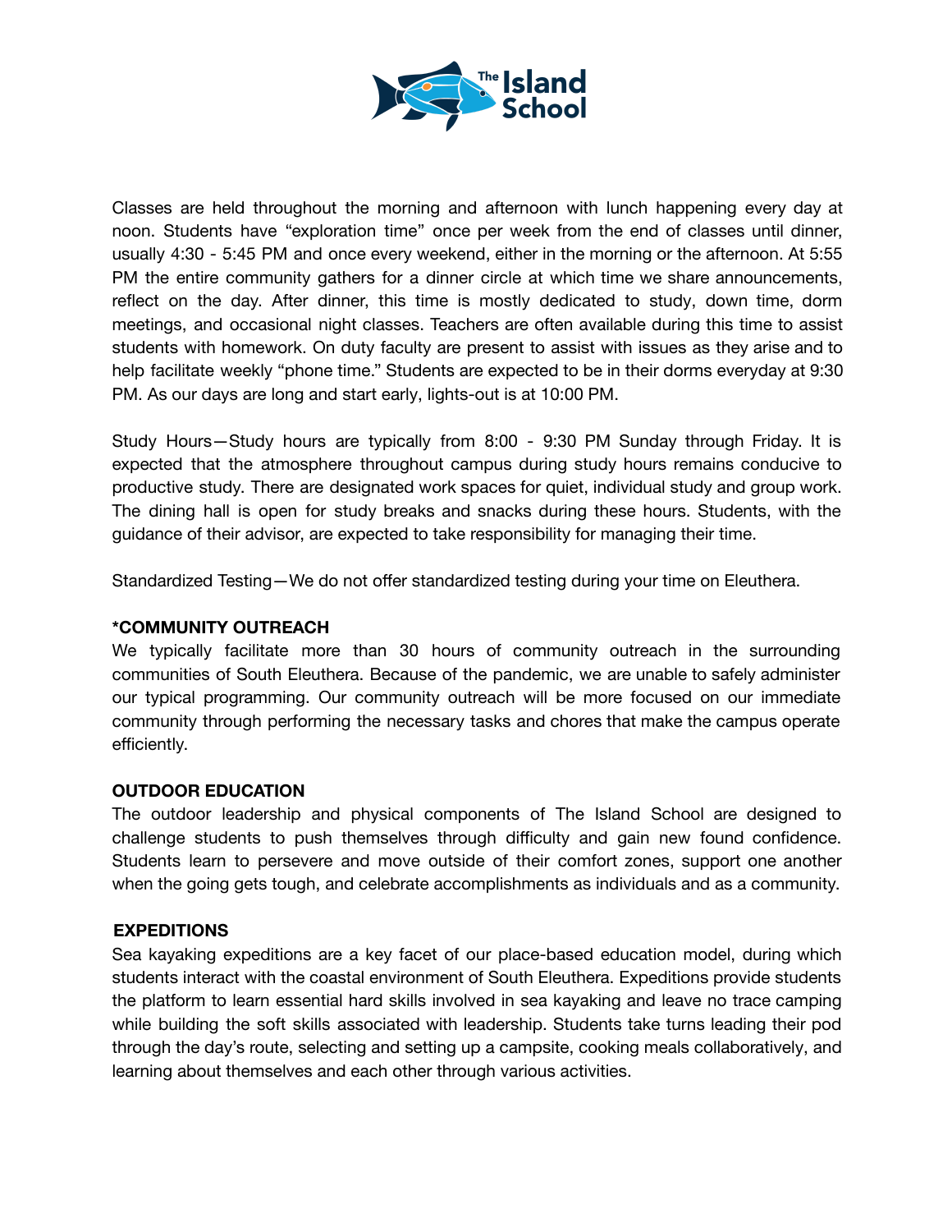Classes are held throughout the morning and afternoon with lunch happening every day at noon. Students have "exploration time" once per week from the end of classes until dinner, usually 4:30 - 5:45 PM and once every weekend, either in the morning or the afternoon. At 5:55 PM the entire community gathers for a dinner circle at which time we share announcements, reflect on the day. After dinner, this time is mostly dedicated to study, down time, dorm meetings, and occasional night classes. Teachers are often available during this time to assist students with homework. On duty faculty are present to assist with issues as they arise and to help facilitate weekly "phone time." Students are expected to be in their dorms everyday at 9:30 PM. As our days are long and start early, lights-out is at 10:00 PM.

Study Hours—Study hours are typically from 8:00 - 9:30 PM Sunday through Friday. It is expected that the atmosphere throughout campus during study hours remains conducive to productive study. There are designated work spaces for quiet, individual study and group work. The dining hall is open for study breaks and snacks during these hours. Students, with the guidance of their advisor, are expected to take responsibility for managing their time.

Standardized Testing—We do not offer standardized testing during your time on Eleuthera.

**\*COMMUNITY OUTREACH**

We typically facilitate more than 30 hours of community outreach in the surrounding communities of South Eleuthera. Because of the pandemic, we are unable to safely administer our typical programming. Our community outreach will be more focused on our immediate community through performing the necessary tasks and chores that make the campus operate efficiently.

**OUTDOOR EDUCATION**

The outdoor leadership and physical components of The Island School are designed to challenge students to push themselves through difficulty and gain new found confidence. Students learn to persevere and move outside of their comfort zones, support one another when the going gets tough, and celebrate accomplishments as individuals and as a community.

**EXPEDITIONS**

Sea kayaking expeditions are a key facet of our place-based education model, during which students interact with the coastal environment of South Eleuthera. Expeditions provide students the platform to learn essential hard skills involved in sea kayaking and leave no trace camping while building the soft skills associated with leadership. Students take turns leading their pod through the day's route, selecting and setting up a campsite, cooking meals collaboratively, and learning about themselves and each other through various activities.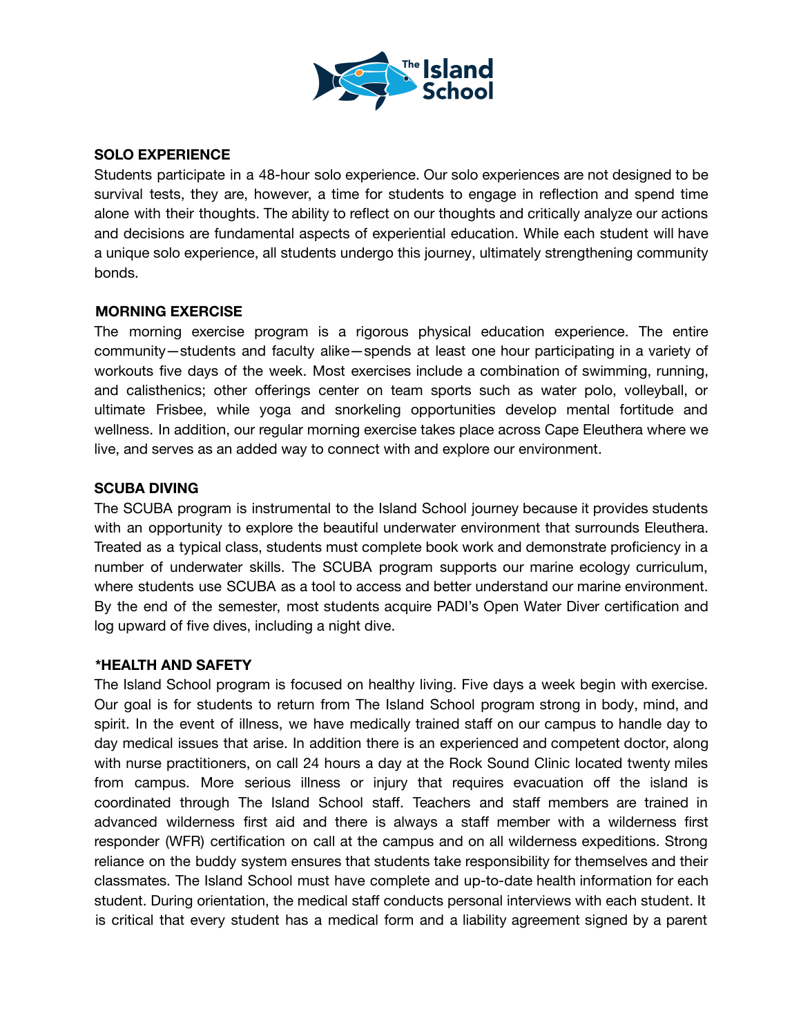## SOLO EXPERIENCE

Students participate in a 48-hour solo experience. Our solo experiences are not designed to be survival tests, they are, however, a time for students to engage in reflection and spend time alone with their thoughts. The ability to reflect on our thoughts and critically analyze our actions and decisions are fundamental aspects of experiential education. While each student will have a unique solo experience, all students undergo this journey, ultimately strengthening community bonds.

## MORNING EXERCISE

The morning exercise program is a rigorous physical education experience. The entire community—students and faculty alike—spends at least one hour participating in a variety of workouts five days of the week. Most exercises include a combination of swimming, running, and calisthenics; other offerings center on team sports such as water polo, volleyball, or ultimate Frisbee, while yoga and snorkeling opportunities develop mental fortitude and wellness. In addition, our regular morning exercise takes place across Cape Eleuthera where we live, and serves as an added way to connect with and explore our environment.

## SCUBA DIVING

The SCUBA program is instrumental to the Island School journey because it provides students with an opportunity to explore the beautiful underwater environment that surrounds Eleuthera. Treated as a typical class, students must complete book work and demonstrate proficiency in a number of underwater skills. The SCUBA program supports our marine ecology curriculum, where students use SCUBA as a tool to access and better understand our marine environment. By the end of the semester, most students acquire PADI's Open Water Diver certification and log upward of five dives, including a night dive.

## *HEALTH AND SAFETY

The Island School program is focused on healthy living. Five days a week begin with exercise. Our goal is for students to return from The Island School program strong in body, mind, and spirit. In the event of illness, we have medically trained staff on our campus to handle day to day medical issues that arise. In addition there is an experienced and competent doctor, along with nurse practitioners, on call 24 hours a day at the Rock Sound Clinic located twenty miles from campus. More serious illness or injury that requires evacuation off the island is coordinated through The Island School staff. Teachers and staff members are trained in advanced wilderness first aid and there is always a staff member with a wilderness first responder (WFR) certification on call at the campus and on all wilderness expeditions. Strong reliance on the buddy system ensures that students take responsibility for themselves and their classmates. The Island School must have complete and up-to-date health information for each student. During orientation, the medical staff conducts personal interviews with each student. It is critical that every student has a medical form and a liability agreement signed by a parent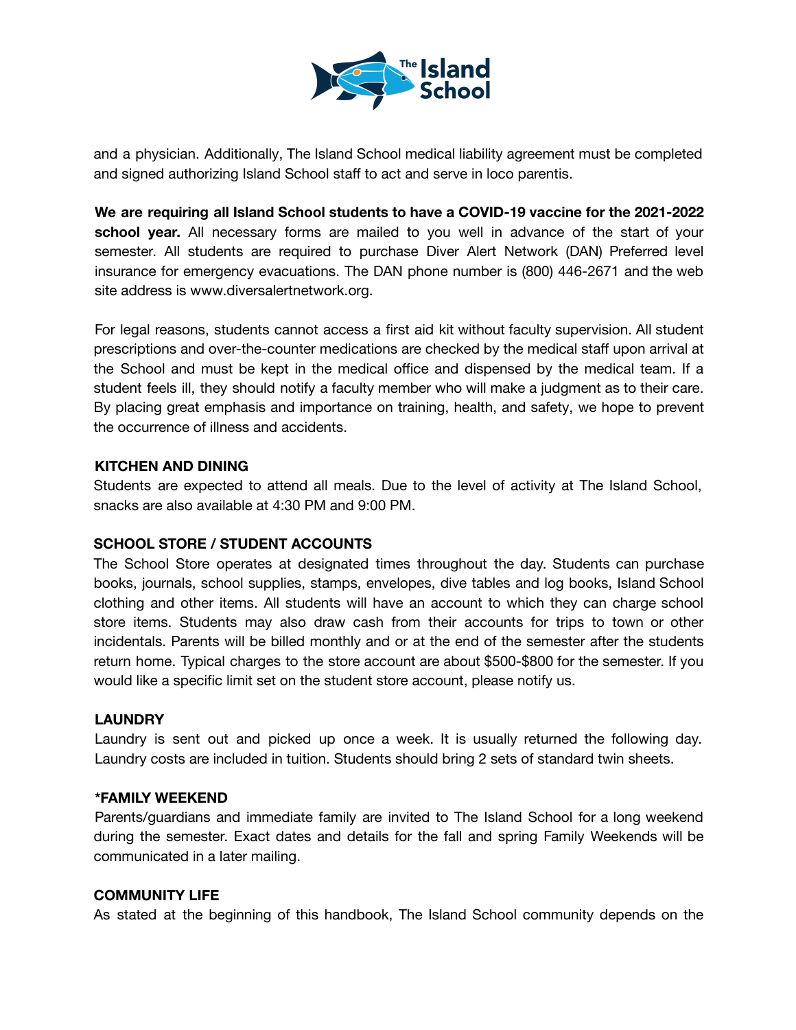and a physician. Additionally, The Island School medical liability agreement must be completed and signed authorizing Island School staff to act and serve in loco parentis.

**We are requiring all Island School students to have a COVID-19 vaccine for the 2021-2022 school year.** All necessary forms are mailed to you well in advance of the start of your semester. All students are required to purchase Diver Alert Network (DAN) Preferred level insurance for emergency evacuations. The DAN phone number is (800) 446-2671 and the web site address is www.diversalertnetwork.org.

For legal reasons, students cannot access a first aid kit without faculty supervision. All student prescriptions and over-the-counter medications are checked by the medical staff upon arrival at the School and must be kept in the medical office and dispensed by the medical team. If a student feels ill, they should notify a faculty member who will make a judgment as to their care. By placing great emphasis and importance on training, health, and safety, we hope to prevent the occurrence of illness and accidents.

**KITCHEN AND DINING**

Students are expected to attend all meals. Due to the level of activity at The Island School, snacks are also available at 4:30 PM and 9:00 PM.

**SCHOOL STORE / STUDENT ACCOUNTS**

The School Store operates at designated times throughout the day. Students can purchase books, journals, school supplies, stamps, envelopes, dive tables and log books, Island School clothing and other items. All students will have an account to which they can charge school store items. Students may also draw cash from their accounts for trips to town or other incidentals. Parents will be billed monthly and or at the end of the semester after the students return home. Typical charges to the store account are about $500-$800 for the semester. If you would like a specific limit set on the student store account, please notify us.

**LAUNDRY**

Laundry is sent out and picked up once a week. It is usually returned the following day. Laundry costs are included in tuition. Students should bring 2 sets of standard twin sheets.

***FAMILY WEEKEND**

Parents/guardians and immediate family are invited to The Island School for a long weekend during the semester. Exact dates and details for the fall and spring Family Weekends will be communicated in a later mailing.

**COMMUNITY LIFE**

As stated at the beginning of this handbook, The Island School community depends on the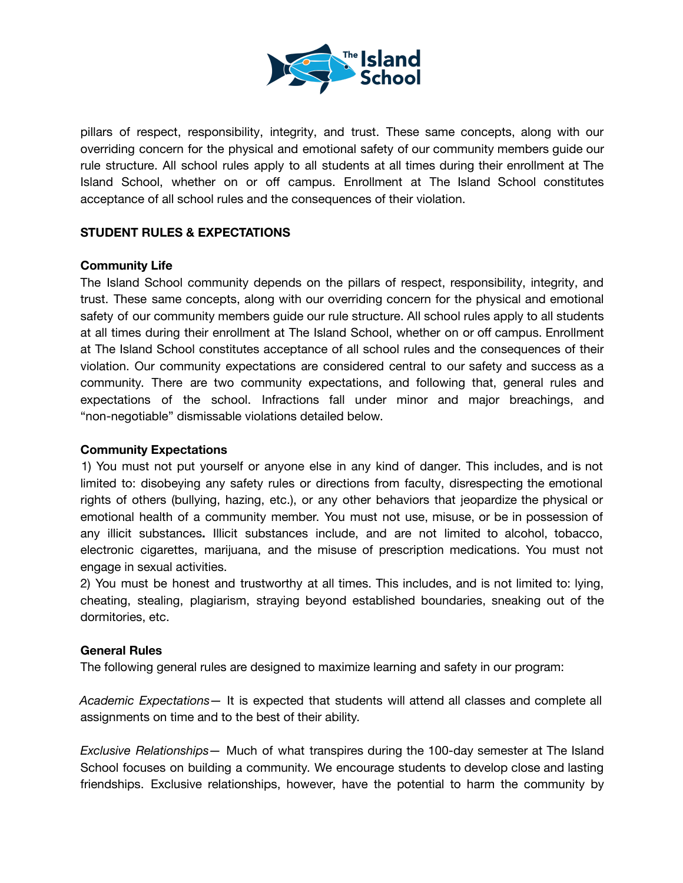pillars of respect, responsibility, integrity, and trust. These same concepts, along with our overriding concern for the physical and emotional safety of our community members guide our rule structure. All school rules apply to all students at all times during their enrollment at The Island School, whether on or off campus. Enrollment at The Island School constitutes acceptance of all school rules and the consequences of their violation.

**STUDENT RULES & EXPECTATIONS**

**Community Life**

The Island School community depends on the pillars of respect, responsibility, integrity, and trust. These same concepts, along with our overriding concern for the physical and emotional safety of our community members guide our rule structure. All school rules apply to all students at all times during their enrollment at The Island School, whether on or off campus. Enrollment at The Island School constitutes acceptance of all school rules and the consequences of their violation. Our community expectations are considered central to our safety and success as a community. There are two community expectations, and following that, general rules and expectations of the school. Infractions fall under minor and major breachings, and "non-negotiable" dismissable violations detailed below.

**Community Expectations**

1) You must not put yourself or anyone else in any kind of danger. This includes, and is not limited to: disobeying any safety rules or directions from faculty, disrespecting the emotional rights of others (bullying, hazing, etc.), or any other behaviors that jeopardize the physical or emotional health of a community member. You must not use, misuse, or be in possession of any illicit substances**.** Illicit substances include, and are not limited to alcohol, tobacco, electronic cigarettes, marijuana, and the misuse of prescription medications. You must not engage in sexual activities.

2) You must be honest and trustworthy at all times. This includes, and is not limited to: lying, cheating, stealing, plagiarism, straying beyond established boundaries, sneaking out of the dormitories, etc.

**General Rules**

The following general rules are designed to maximize learning and safety in our program:

*Academic Expectations*— It is expected that students will attend all classes and complete all assignments on time and to the best of their ability.

*Exclusive Relationships*— Much of what transpires during the 100-day semester at The Island School focuses on building a community. We encourage students to develop close and lasting friendships. Exclusive relationships, however, have the potential to harm the community by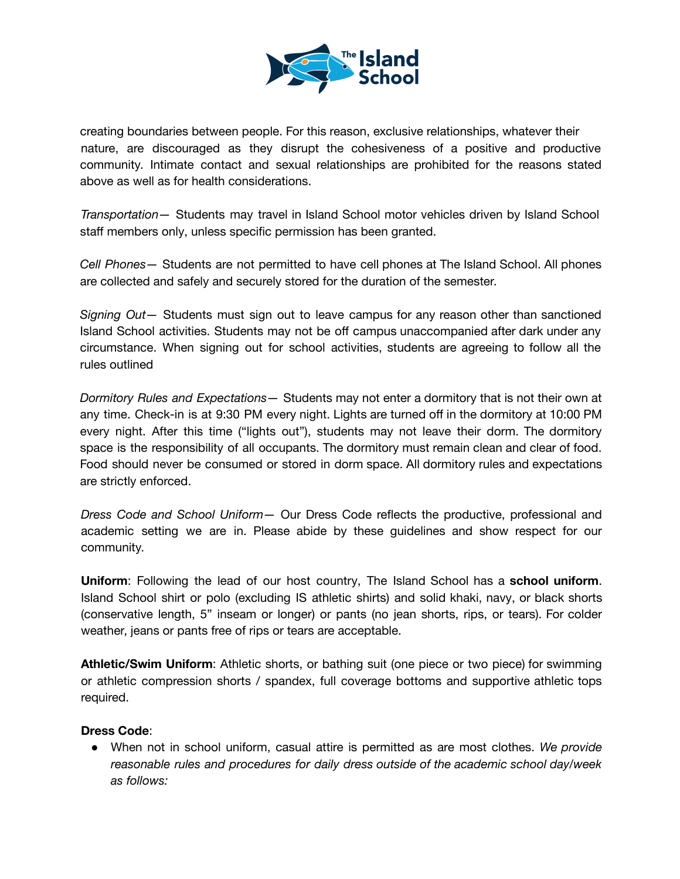creating boundaries between people. For this reason, exclusive relationships, whatever their nature, are discouraged as they disrupt the cohesiveness of a positive and productive community. Intimate contact and sexual relationships are prohibited for the reasons stated above as well as for health considerations.

*Transportation*— Students may travel in Island School motor vehicles driven by Island School staff members only, unless specific permission has been granted.

*Cell Phones*— Students are not permitted to have cell phones at The Island School. All phones are collected and safely and securely stored for the duration of the semester.

*Signing Out*— Students must sign out to leave campus for any reason other than sanctioned Island School activities. Students may not be off campus unaccompanied after dark under any circumstance. When signing out for school activities, students are agreeing to follow all the rules outlined

*Dormitory Rules and Expectations*— Students may not enter a dormitory that is not their own at any time. Check-in is at 9:30 PM every night. Lights are turned off in the dormitory at 10:00 PM every night. After this time ("lights out"), students may not leave their dorm. The dormitory space is the responsibility of all occupants. The dormitory must remain clean and clear of food. Food should never be consumed or stored in dorm space. All dormitory rules and expectations are strictly enforced.

*Dress Code and School Uniform*— Our Dress Code reflects the productive, professional and academic setting we are in. Please abide by these guidelines and show respect for our community.

**Uniform**: Following the lead of our host country, The Island School has a **school uniform**. Island School shirt or polo (excluding IS athletic shirts) and solid khaki, navy, or black shorts (conservative length, 5" inseam or longer) or pants (no jean shorts, rips, or tears). For colder weather, jeans or pants free of rips or tears are acceptable.

**Athletic/Swim Uniform**: Athletic shorts, or bathing suit (one piece or two piece) for swimming or athletic compression shorts / spandex, full coverage bottoms and supportive athletic tops required.

**Dress Code**:

- When not in school uniform, casual attire is permitted as are most clothes. *We provide reasonable rules and procedures for daily dress outside of the academic school day/week as follows:*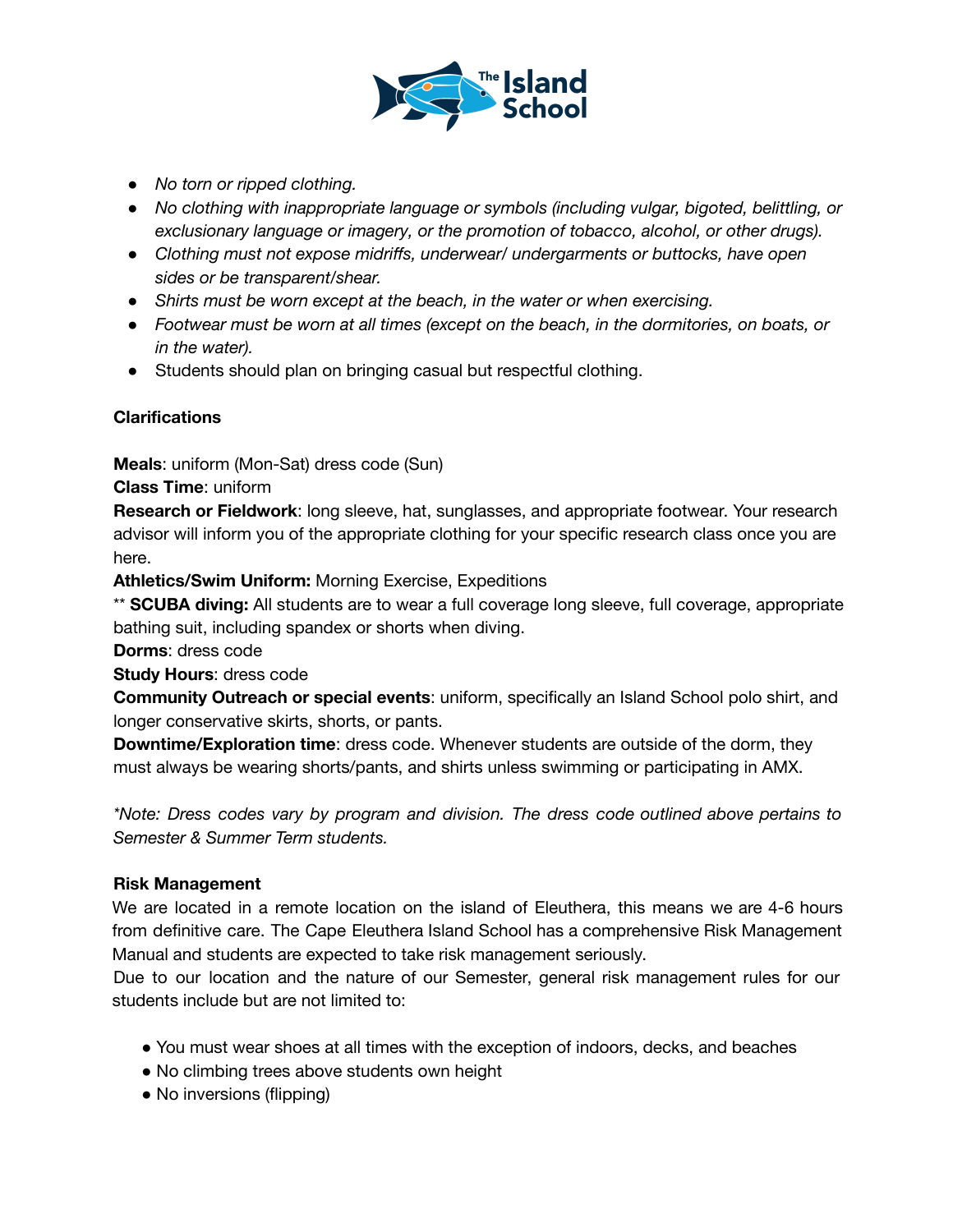- *No torn or ripped clothing.*
- *No clothing with inappropriate language or symbols (including vulgar, bigoted, belittling, or exclusionary language or imagery, or the promotion of tobacco, alcohol, or other drugs).*
- *Clothing must not expose midriffs, underwear/ undergarments or buttocks, have open sides or be transparent/shear.*
- *Shirts must be worn except at the beach, in the water or when exercising.*
- *Footwear must be worn at all times (except on the beach, in the dormitories, on boats, or in the water).*
- Students should plan on bringing casual but respectful clothing.

**Clarifications**

**Meals**: uniform (Mon-Sat) dress code (Sun)
**Class Time**: uniform
**Research or Fieldwork**: long sleeve, hat, sunglasses, and appropriate footwear. Your research advisor will inform you of the appropriate clothing for your specific research class once you are here.
**Athletics/Swim Uniform:** Morning Exercise, Expeditions
** **SCUBA diving:** All students are to wear a full coverage long sleeve, full coverage, appropriate bathing suit, including spandex or shorts when diving.
**Dorms**: dress code
**Study Hours**: dress code
**Community Outreach or special events**: uniform, specifically an Island School polo shirt, and longer conservative skirts, shorts, or pants.
**Downtime/Exploration time**: dress code. Whenever students are outside of the dorm, they must always be wearing shorts/pants, and shirts unless swimming or participating in AMX.

*\*Note: Dress codes vary by program and division. The dress code outlined above pertains to Semester & Summer Term students.*

**Risk Management**
We are located in a remote location on the island of Eleuthera, this means we are 4-6 hours from definitive care. The Cape Eleuthera Island School has a comprehensive Risk Management Manual and students are expected to take risk management seriously.
Due to our location and the nature of our Semester, general risk management rules for our students include but are not limited to:

- You must wear shoes at all times with the exception of indoors, decks, and beaches
- No climbing trees above students own height
- No inversions (flipping)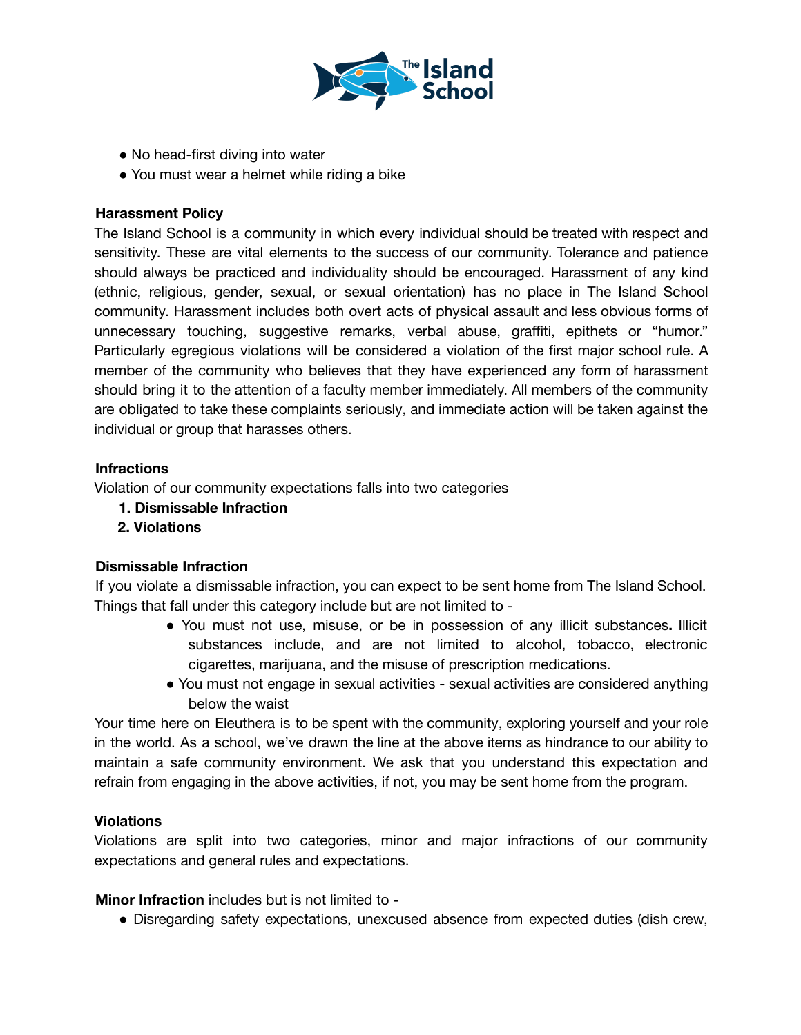- No head-first diving into water
- You must wear a helmet while riding a bike

**Harassment Policy**

The Island School is a community in which every individual should be treated with respect and sensitivity. These are vital elements to the success of our community. Tolerance and patience should always be practiced and individuality should be encouraged. Harassment of any kind (ethnic, religious, gender, sexual, or sexual orientation) has no place in The Island School community. Harassment includes both overt acts of physical assault and less obvious forms of unnecessary touching, suggestive remarks, verbal abuse, graffiti, epithets or "humor." Particularly egregious violations will be considered a violation of the first major school rule. A member of the community who believes that they have experienced any form of harassment should bring it to the attention of a faculty member immediately. All members of the community are obligated to take these complaints seriously, and immediate action will be taken against the individual or group that harasses others.

**Infractions**

Violation of our community expectations falls into two categories

1. **Dismissable Infraction**
2. **Violations**

**Dismissable Infraction**

If you violate a dismissable infraction, you can expect to be sent home from The Island School. Things that fall under this category include but are not limited to -

- You must not use, misuse, or be in possession of any illicit substances**.** Illicit substances include, and are not limited to alcohol, tobacco, electronic cigarettes, marijuana, and the misuse of prescription medications.
- You must not engage in sexual activities - sexual activities are considered anything below the waist

Your time here on Eleuthera is to be spent with the community, exploring yourself and your role in the world. As a school, we've drawn the line at the above items as hindrance to our ability to maintain a safe community environment. We ask that you understand this expectation and refrain from engaging in the above activities, if not, you may be sent home from the program.

**Violations**

Violations are split into two categories, minor and major infractions of our community expectations and general rules and expectations.

**Minor Infraction** includes but is not limited to **-**

- Disregarding safety expectations, unexcused absence from expected duties (dish crew,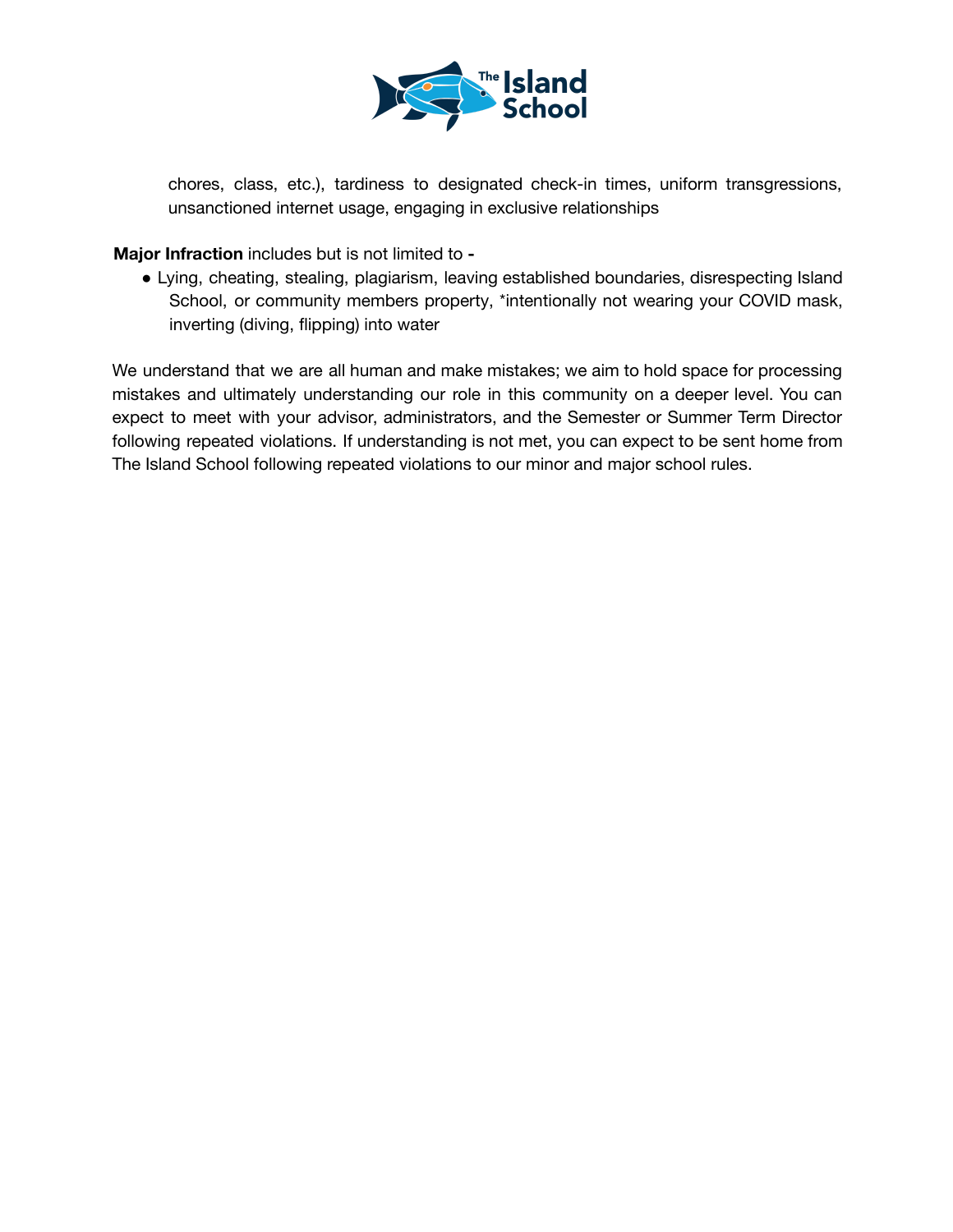chores, class, etc.), tardiness to designated check-in times, uniform transgressions, unsanctioned internet usage, engaging in exclusive relationships

**Major Infraction** includes but is not limited to **-**

- Lying, cheating, stealing, plagiarism, leaving established boundaries, disrespecting Island School, or community members property, *intentionally not wearing your COVID mask, inverting (diving, flipping) into water

We understand that we are all human and make mistakes; we aim to hold space for processing mistakes and ultimately understanding our role in this community on a deeper level. You can expect to meet with your advisor, administrators, and the Semester or Summer Term Director following repeated violations. If understanding is not met, you can expect to be sent home from The Island School following repeated violations to our minor and major school rules.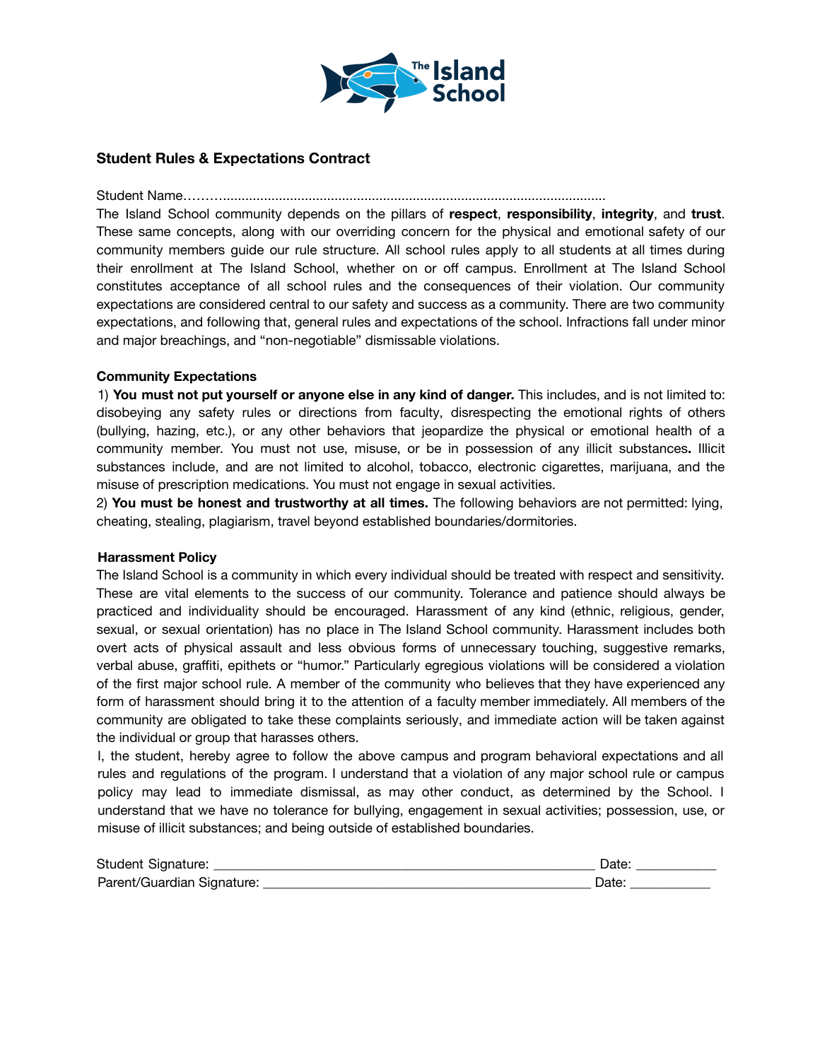The Island School

## Student Rules & Expectations Contract

Student Name……….....................................................................................................

The Island School community depends on the pillars of **respect**, **responsibility**, **integrity**, and **trust**. These same concepts, along with our overriding concern for the physical and emotional safety of our community members guide our rule structure. All school rules apply to all students at all times during their enrollment at The Island School, whether on or off campus. Enrollment at The Island School constitutes acceptance of all school rules and the consequences of their violation. Our community expectations are considered central to our safety and success as a community. There are two community expectations, and following that, general rules and expectations of the school. Infractions fall under minor and major breachings, and "non-negotiable" dismissable violations.

### Community Expectations

1) **You must not put yourself or anyone else in any kind of danger.** This includes, and is not limited to: disobeying any safety rules or directions from faculty, disrespecting the emotional rights of others (bullying, hazing, etc.), or any other behaviors that jeopardize the physical or emotional health of a community member. You must not use, misuse, or be in possession of any illicit substances**.** Illicit substances include, and are not limited to alcohol, tobacco, electronic cigarettes, marijuana, and the misuse of prescription medications. You must not engage in sexual activities.

2) **You must be honest and trustworthy at all times.** The following behaviors are not permitted: lying, cheating, stealing, plagiarism, travel beyond established boundaries/dormitories.

### Harassment Policy

The Island School is a community in which every individual should be treated with respect and sensitivity. These are vital elements to the success of our community. Tolerance and patience should always be practiced and individuality should be encouraged. Harassment of any kind (ethnic, religious, gender, sexual, or sexual orientation) has no place in The Island School community. Harassment includes both overt acts of physical assault and less obvious forms of unnecessary touching, suggestive remarks, verbal abuse, graffiti, epithets or "humor." Particularly egregious violations will be considered a violation of the first major school rule. A member of the community who believes that they have experienced any form of harassment should bring it to the attention of a faculty member immediately. All members of the community are obligated to take these complaints seriously, and immediate action will be taken against the individual or group that harasses others.

I, the student, hereby agree to follow the above campus and program behavioral expectations and all rules and regulations of the program. I understand that a violation of any major school rule or campus policy may lead to immediate dismissal, as may other conduct, as determined by the School. I understand that we have no tolerance for bullying, engagement in sexual activities; possession, use, or misuse of illicit substances; and being outside of established boundaries.

Student Signature: ________________________________________________________ Date: ___________

Parent/Guardian Signature: ___________________________________________________ Date: ___________